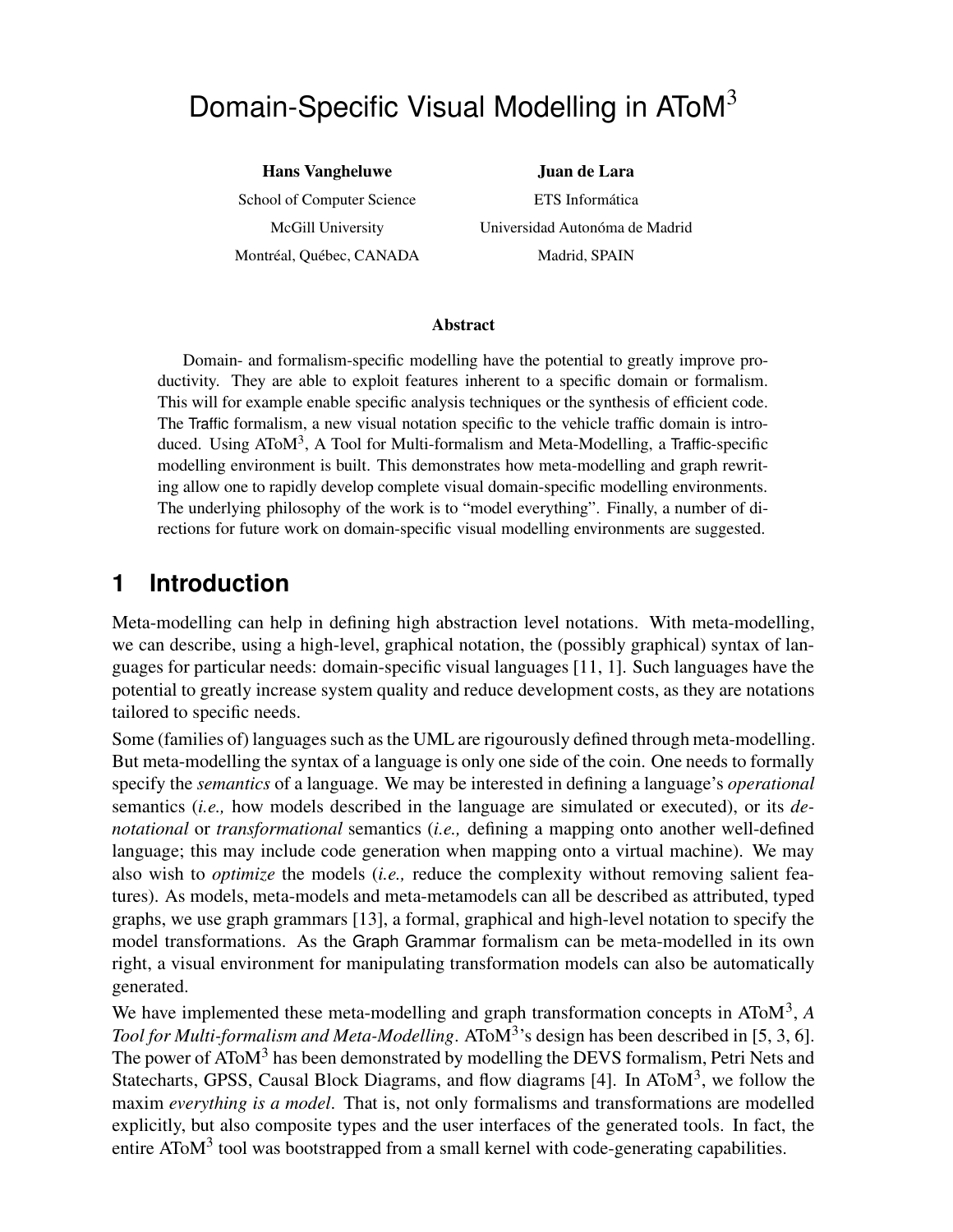# Domain-Specific Visual Modelling in $\text{AToM}^3$

**Hans Vangheluwe**
School of Computer Science
McGill University
Montréal, Québec, CANADA

**Juan de Lara**
ETS Informática
Universidad Autonóma de Madrid
Madrid, SPAIN

### Abstract

Domain- and formalism-specific modelling have the potential to greatly improve productivity. They are able to exploit features inherent to a specific domain or formalism. This will for example enable specific analysis techniques or the synthesis of efficient code. The Traffic formalism, a new visual notation specific to the vehicle traffic domain is introduced. Using $\text{AToM}^3$, A Tool for Multi-formalism and Meta-Modelling, a Traffic-specific modelling environment is built. This demonstrates how meta-modelling and graph rewriting allow one to rapidly develop complete visual domain-specific modelling environments. The underlying philosophy of the work is to "model everything". Finally, a number of directions for future work on domain-specific visual modelling environments are suggested.

## 1 Introduction

Meta-modelling can help in defining high abstraction level notations. With meta-modelling, we can describe, using a high-level, graphical notation, the (possibly graphical) syntax of languages for particular needs: domain-specific visual languages [11, 1]. Such languages have the potential to greatly increase system quality and reduce development costs, as they are notations tailored to specific needs.

Some (families of) languages such as the UML are rigourously defined through meta-modelling. But meta-modelling the syntax of a language is only one side of the coin. One needs to formally specify the *semantics* of a language. We may be interested in defining a language's *operational* semantics (*i.e.,* how models described in the language are simulated or executed), or its *denotational* or *transformational* semantics (*i.e.,* defining a mapping onto another well-defined language; this may include code generation when mapping onto a virtual machine). We may also wish to *optimize* the models (*i.e.,* reduce the complexity without removing salient features). As models, meta-models and meta-metamodels can all be described as attributed, typed graphs, we use graph grammars [13], a formal, graphical and high-level notation to specify the model transformations. As the Graph Grammar formalism can be meta-modelled in its own right, a visual environment for manipulating transformation models can also be automatically generated.

We have implemented these meta-modelling and graph transformation concepts in $\text{AToM}^3$, *A Tool for Multi-formalism and Meta-Modelling*. $\text{AToM}^3$'s design has been described in [5, 3, 6]. The power of $\text{AToM}^3$ has been demonstrated by modelling the DEVS formalism, Petri Nets and Statecharts, GPSS, Causal Block Diagrams, and flow diagrams [4]. In $\text{AToM}^3$, we follow the maxim *everything is a model*. That is, not only formalisms and transformations are modelled explicitly, but also composite types and the user interfaces of the generated tools. In fact, the entire $\text{AToM}^3$ tool was bootstrapped from a small kernel with code-generating capabilities.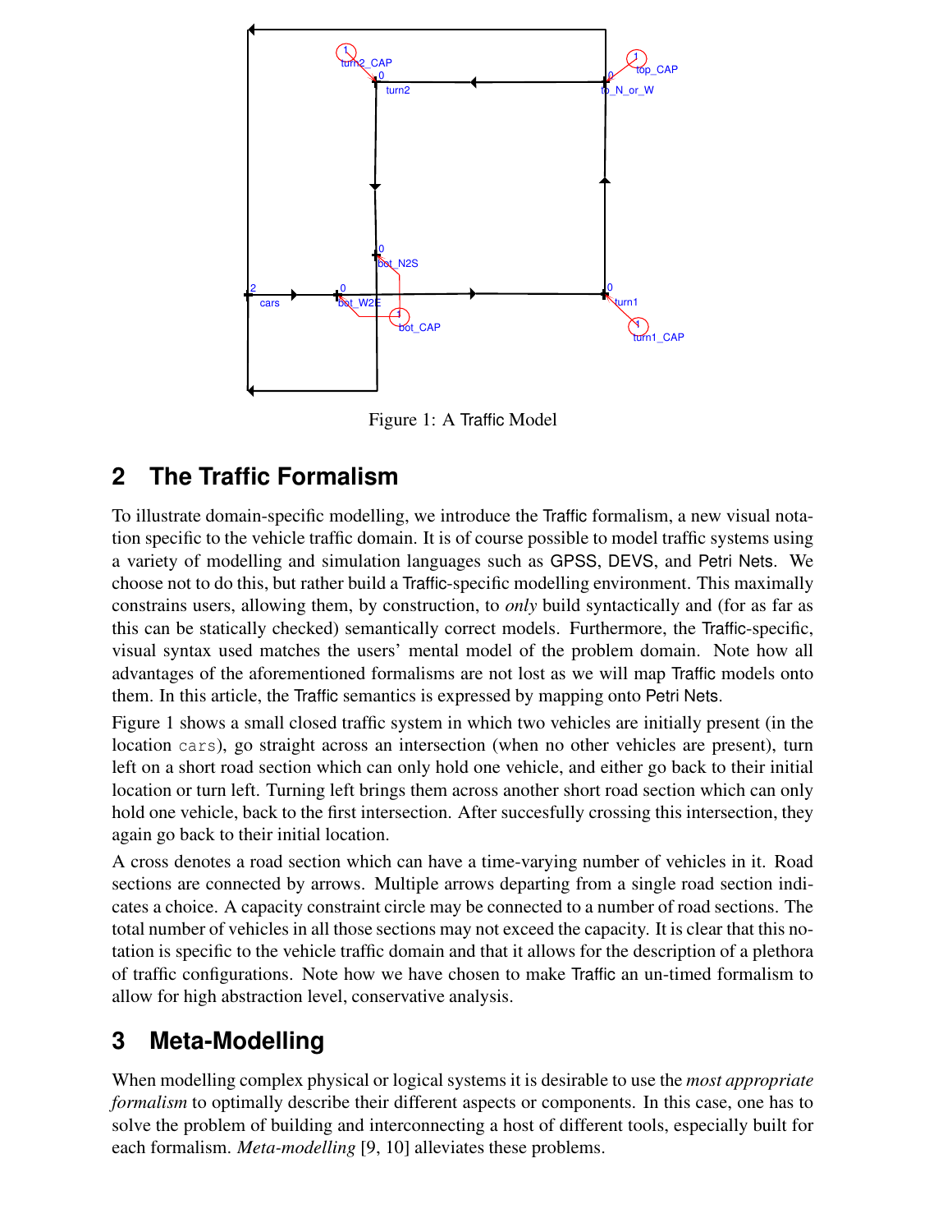Figure 1: A Traffic Model

## 2 The Traffic Formalism

To illustrate domain-specific modelling, we introduce the Traffic formalism, a new visual notation specific to the vehicle traffic domain. It is of course possible to model traffic systems using a variety of modelling and simulation languages such as GPSS, DEVS, and Petri Nets. We choose not to do this, but rather build a Traffic-specific modelling environment. This maximally constrains users, allowing them, by construction, to *only* build syntactically and (for as far as this can be statically checked) semantically correct models. Furthermore, the Traffic-specific, visual syntax used matches the users' mental model of the problem domain. Note how all advantages of the aforementioned formalisms are not lost as we will map Traffic models onto them. In this article, the Traffic semantics is expressed by mapping onto Petri Nets.

Figure 1 shows a small closed traffic system in which two vehicles are initially present (in the location `cars`), go straight across an intersection (when no other vehicles are present), turn left on a short road section which can only hold one vehicle, and either go back to their initial location or turn left. Turning left brings them across another short road section which can only hold one vehicle, back to the first intersection. After succesfully crossing this intersection, they again go back to their initial location.

A cross denotes a road section which can have a time-varying number of vehicles in it. Road sections are connected by arrows. Multiple arrows departing from a single road section indicates a choice. A capacity constraint circle may be connected to a number of road sections. The total number of vehicles in all those sections may not exceed the capacity. It is clear that this notation is specific to the vehicle traffic domain and that it allows for the description of a plethora of traffic configurations. Note how we have chosen to make Traffic an un-timed formalism to allow for high abstraction level, conservative analysis.

## 3 Meta-Modelling

When modelling complex physical or logical systems it is desirable to use the *most appropriate formalism* to optimally describe their different aspects or components. In this case, one has to solve the problem of building and interconnecting a host of different tools, especially built for each formalism. *Meta-modelling* [9, 10] alleviates these problems.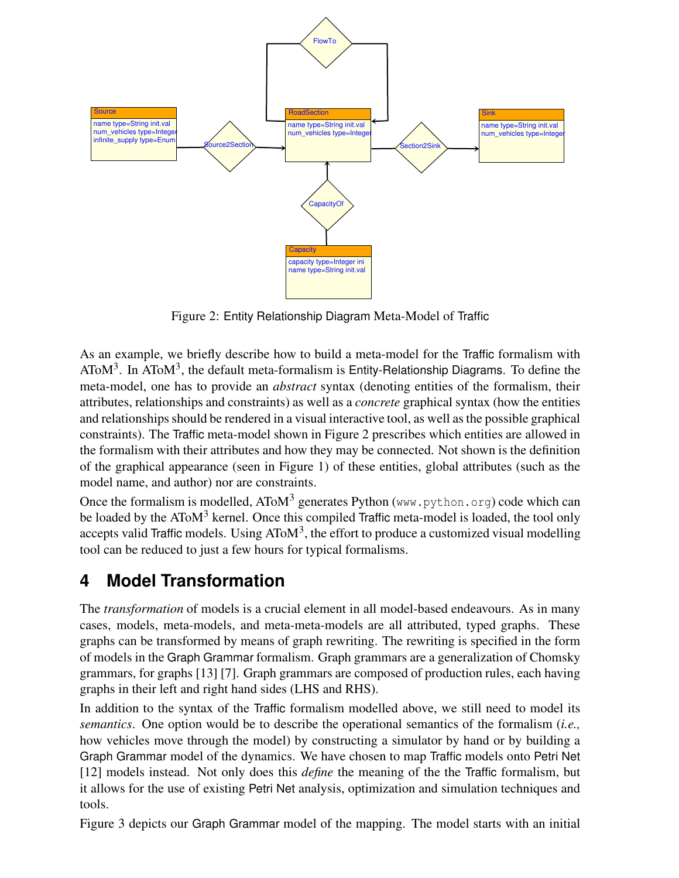Figure 2: Entity Relationship Diagram Meta-Model of Traffic

As an example, we briefly describe how to build a meta-model for the Traffic formalism with AToM[3]. In AToM[3], the default meta-formalism is Entity-Relationship Diagrams. To define the meta-model, one has to provide an *abstract* syntax (denoting entities of the formalism, their attributes, relationships and constraints) as well as a *concrete* graphical syntax (how the entities and relationships should be rendered in a visual interactive tool, as well as the possible graphical constraints). The Traffic meta-model shown in Figure 2 prescribes which entities are allowed in the formalism with their attributes and how they may be connected. Not shown is the definition of the graphical appearance (seen in Figure 1) of these entities, global attributes (such as the model name, and author) nor are constraints.

Once the formalism is modelled, AToM[3] generates Python (`www.python.org`) code which can be loaded by the AToM[3] kernel. Once this compiled Traffic meta-model is loaded, the tool only accepts valid Traffic models. Using AToM[3], the effort to produce a customized visual modelling tool can be reduced to just a few hours for typical formalisms.

# 4 Model Transformation

The *transformation* of models is a crucial element in all model-based endeavours. As in many cases, models, meta-models, and meta-meta-models are all attributed, typed graphs. These graphs can be transformed by means of graph rewriting. The rewriting is specified in the form of models in the Graph Grammar formalism. Graph grammars are a generalization of Chomsky grammars, for graphs [13] [7]. Graph grammars are composed of production rules, each having graphs in their left and right hand sides (LHS and RHS).

In addition to the syntax of the Traffic formalism modelled above, we still need to model its *semantics*. One option would be to describe the operational semantics of the formalism (*i.e.,* how vehicles move through the model) by constructing a simulator by hand or by building a Graph Grammar model of the dynamics. We have chosen to map Traffic models onto Petri Net [12] models instead. Not only does this *define* the meaning of the the Traffic formalism, but it allows for the use of existing Petri Net analysis, optimization and simulation techniques and tools.

Figure 3 depicts our Graph Grammar model of the mapping. The model starts with an initial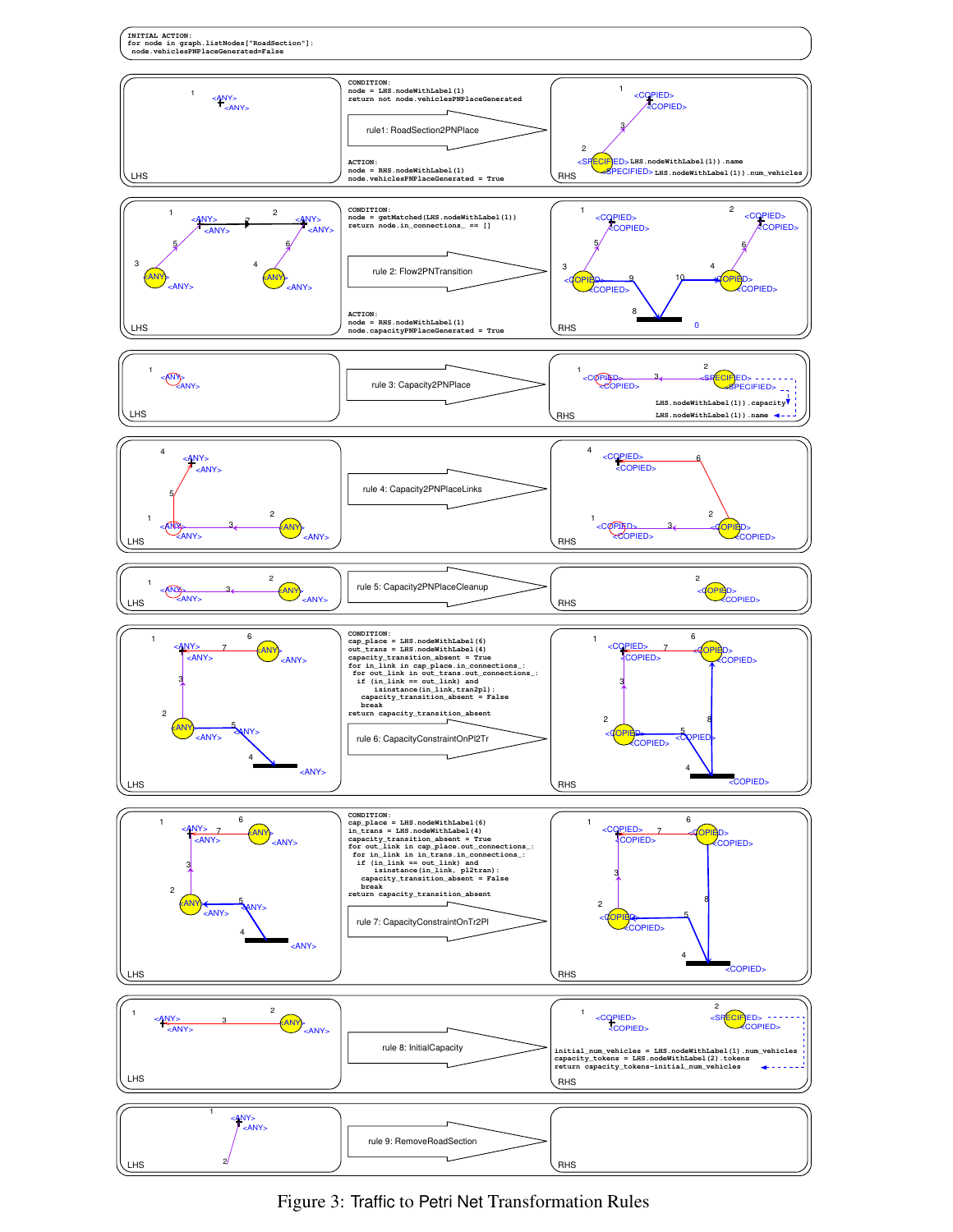```
INITIAL ACTION:
for node in graph.listNodes["RoadSection"]:
 node.vehiclesPNPlaceGenerated=False
```

**rule1: RoadSection2PNPlace**

```
CONDITION:
node = LHS.nodeWithLabel(1)
return not node.vehiclesPNPlaceGenerated
```

```
ACTION:
node = RHS.nodeWithLabel(1)
node.vehiclesPNPlaceGenerated = True
```

RHS: `LHS.nodeWithLabel(1)).name`, `LHS.nodeWithLabel(1)).num_vehicles`

**rule 2: Flow2PNTransition**

```
CONDITION:
node = getMatched(LHS.nodeWithLabel(1))
return node.in_connections_ == []
```

```
ACTION:
node = RHS.nodeWithLabel(1)
node.capacityPNPlaceGenerated = True
```

**rule 3: Capacity2PNPlace**

RHS: `LHS.nodeWithLabel(1)).capacity`, `LHS.nodeWithLabel(1)).name`

**rule 4: Capacity2PNPlaceLinks**

**rule 5: Capacity2PNPlaceCleanup**

**rule 6: CapacityConstraintOnPl2Tr**

```
CONDITION:
cap_place = LHS.nodeWithLabel(6)
out_trans = LHS.nodeWithLabel(4)
capacity_transition_absent = True
for in_link in cap_place.in_connections_:
 for out_link in out_trans.out_connections_:
  if (in_link == out_link) and
      isinstance(in_link,tran2pl):
   capacity_transition_absent = False
   break
return capacity_transition_absent
```

**rule 7: CapacityConstraintOnTr2Pl**

```
CONDITION:
cap_place = LHS.nodeWithLabel(6)
in_trans = LHS.nodeWithLabel(4)
capacity_transition_absent = True
for out_link in cap_place.out_connections_:
 for in_link in in_trans.in_connections_:
  if (in_link == out_link) and
      isinstance(in_link, pl2tran):
   capacity_transition_absent = False
   break
return capacity_transition_absent
```

**rule 8: InitialCapacity**

```
initial_num_vehicles = LHS.nodeWithLabel(1).num_vehicles
capacity_tokens = LHS.nodeWithLabel(2).tokens
return capacity_tokens-initial_num_vehicles
```

**rule 9: RemoveRoadSection**

Figure 3: Traffic to Petri Net Transformation Rules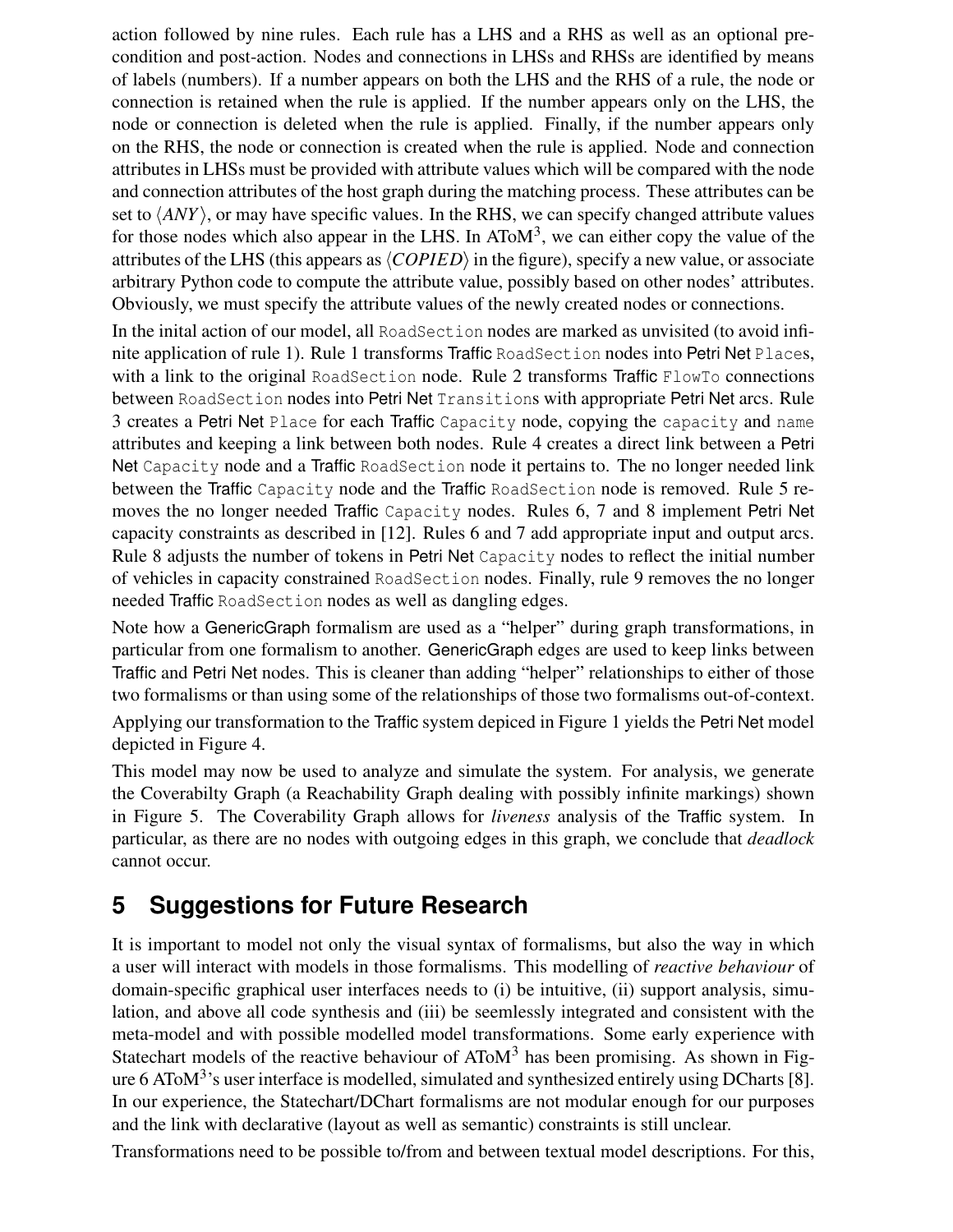action followed by nine rules. Each rule has a LHS and a RHS as well as an optional pre-condition and post-action. Nodes and connections in LHSs and RHSs are identified by means of labels (numbers). If a number appears on both the LHS and the RHS of a rule, the node or connection is retained when the rule is applied. If the number appears only on the LHS, the node or connection is deleted when the rule is applied. Finally, if the number appears only on the RHS, the node or connection is created when the rule is applied. Node and connection attributes in LHSs must be provided with attribute values which will be compared with the node and connection attributes of the host graph during the matching process. These attributes can be set to $\langle ANY \rangle$, or may have specific values. In the RHS, we can specify changed attribute values for those nodes which also appear in the LHS. In AToM$^3$, we can either copy the value of the attributes of the LHS (this appears as $\langle COPIED \rangle$ in the figure), specify a new value, or associate arbitrary Python code to compute the attribute value, possibly based on other nodes' attributes. Obviously, we must specify the attribute values of the newly created nodes or connections.

In the inital action of our model, all `RoadSection` nodes are marked as unvisited (to avoid infinite application of rule 1). Rule 1 transforms Traffic `RoadSection` nodes into Petri Net `Place`s, with a link to the original `RoadSection` node. Rule 2 transforms Traffic `FlowTo` connections between `RoadSection` nodes into Petri Net `Transition`s with appropriate Petri Net arcs. Rule 3 creates a Petri Net `Place` for each Traffic `Capacity` node, copying the `capacity` and `name` attributes and keeping a link between both nodes. Rule 4 creates a direct link between a Petri Net `Capacity` node and a Traffic `RoadSection` node it pertains to. The no longer needed link between the Traffic `Capacity` node and the Traffic `RoadSection` node is removed. Rule 5 removes the no longer needed Traffic `Capacity` nodes. Rules 6, 7 and 8 implement Petri Net capacity constraints as described in [12]. Rules 6 and 7 add appropriate input and output arcs. Rule 8 adjusts the number of tokens in Petri Net `Capacity` nodes to reflect the initial number of vehicles in capacity constrained `RoadSection` nodes. Finally, rule 9 removes the no longer needed Traffic `RoadSection` nodes as well as dangling edges.

Note how a GenericGraph formalism are used as a "helper" during graph transformations, in particular from one formalism to another. GenericGraph edges are used to keep links between Traffic and Petri Net nodes. This is cleaner than adding "helper" relationships to either of those two formalisms or than using some of the relationships of those two formalisms out-of-context.

Applying our transformation to the Traffic system depiced in Figure 1 yields the Petri Net model depicted in Figure 4.

This model may now be used to analyze and simulate the system. For analysis, we generate the Coverabilty Graph (a Reachability Graph dealing with possibly infinite markings) shown in Figure 5. The Coverability Graph allows for *liveness* analysis of the Traffic system. In particular, as there are no nodes with outgoing edges in this graph, we conclude that *deadlock* cannot occur.

## 5 Suggestions for Future Research

It is important to model not only the visual syntax of formalisms, but also the way in which a user will interact with models in those formalisms. This modelling of *reactive behaviour* of domain-specific graphical user interfaces needs to (i) be intuitive, (ii) support analysis, simulation, and above all code synthesis and (iii) be seemlessly integrated and consistent with the meta-model and with possible modelled model transformations. Some early experience with Statechart models of the reactive behaviour of AToM$^3$ has been promising. As shown in Figure 6 AToM$^3$'s user interface is modelled, simulated and synthesized entirely using DCharts [8]. In our experience, the Statechart/DChart formalisms are not modular enough for our purposes and the link with declarative (layout as well as semantic) constraints is still unclear.

Transformations need to be possible to/from and between textual model descriptions. For this,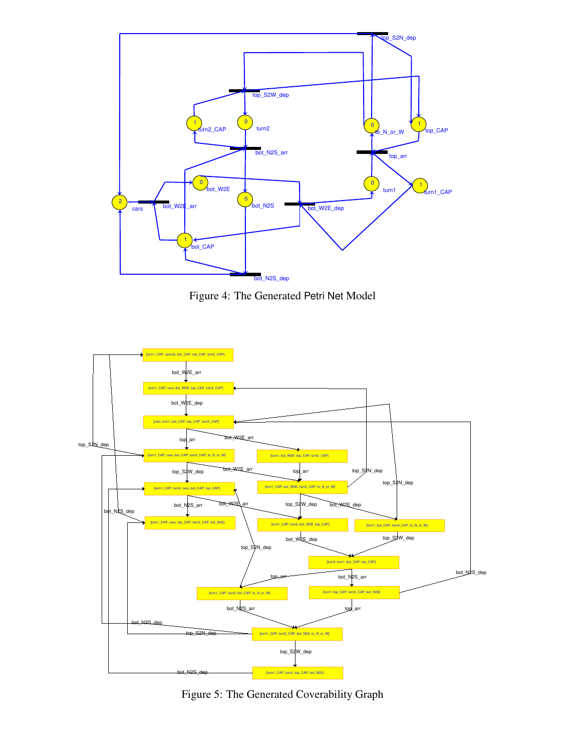Figure 4: The Generated Petri Net Model

Figure 5: The Generated Coverability Graph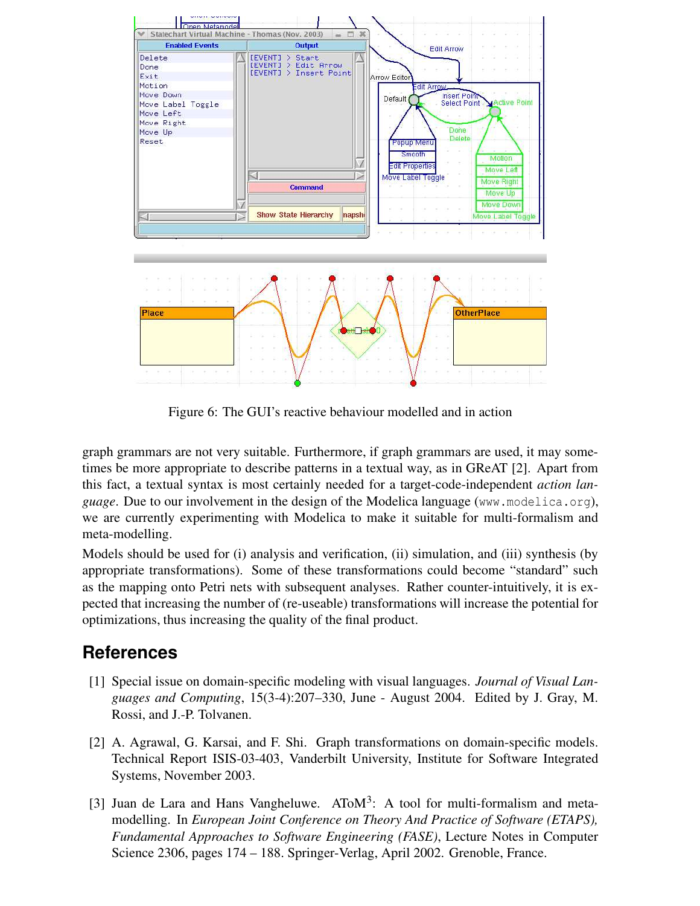Figure 6: The GUI's reactive behaviour modelled and in action

graph grammars are not very suitable. Furthermore, if graph grammars are used, it may sometimes be more appropriate to describe patterns in a textual way, as in GReAT [2]. Apart from this fact, a textual syntax is most certainly needed for a target-code-independent *action language*. Due to our involvement in the design of the Modelica language (`www.modelica.org`), we are currently experimenting with Modelica to make it suitable for multi-formalism and meta-modelling.

Models should be used for (i) analysis and verification, (ii) simulation, and (iii) synthesis (by appropriate transformations). Some of these transformations could become "standard" such as the mapping onto Petri nets with subsequent analyses. Rather counter-intuitively, it is expected that increasing the number of (re-useable) transformations will increase the potential for optimizations, thus increasing the quality of the final product.

## References

[1] Special issue on domain-specific modeling with visual languages. *Journal of Visual Languages and Computing*, 15(3-4):207–330, June - August 2004. Edited by J. Gray, M. Rossi, and J.-P. Tolvanen.

[2] A. Agrawal, G. Karsai, and F. Shi. Graph transformations on domain-specific models. Technical Report ISIS-03-403, Vanderbilt University, Institute for Software Integrated Systems, November 2003.

[3] Juan de Lara and Hans Vangheluwe. AToM$^3$: A tool for multi-formalism and meta-modelling. In *European Joint Conference on Theory And Practice of Software (ETAPS), Fundamental Approaches to Software Engineering (FASE)*, Lecture Notes in Computer Science 2306, pages 174 – 188. Springer-Verlag, April 2002. Grenoble, France.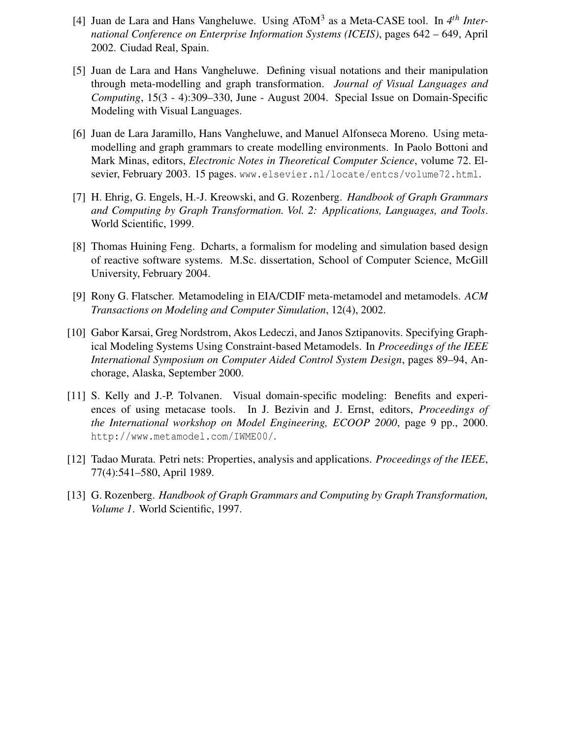[4] Juan de Lara and Hans Vangheluwe. Using AToM$^3$ as a Meta-CASE tool. In *4$^{th}$ International Conference on Enterprise Information Systems (ICEIS)*, pages 642 – 649, April 2002. Ciudad Real, Spain.

[5] Juan de Lara and Hans Vangheluwe. Defining visual notations and their manipulation through meta-modelling and graph transformation. *Journal of Visual Languages and Computing*, 15(3 - 4):309–330, June - August 2004. Special Issue on Domain-Specific Modeling with Visual Languages.

[6] Juan de Lara Jaramillo, Hans Vangheluwe, and Manuel Alfonseca Moreno. Using meta-modelling and graph grammars to create modelling environments. In Paolo Bottoni and Mark Minas, editors, *Electronic Notes in Theoretical Computer Science*, volume 72. Elsevier, February 2003. 15 pages. www.elsevier.nl/locate/entcs/volume72.html.

[7] H. Ehrig, G. Engels, H.-J. Kreowski, and G. Rozenberg. *Handbook of Graph Grammars and Computing by Graph Transformation. Vol. 2: Applications, Languages, and Tools*. World Scientific, 1999.

[8] Thomas Huining Feng. Dcharts, a formalism for modeling and simulation based design of reactive software systems. M.Sc. dissertation, School of Computer Science, McGill University, February 2004.

[9] Rony G. Flatscher. Metamodeling in EIA/CDIF meta-metamodel and metamodels. *ACM Transactions on Modeling and Computer Simulation*, 12(4), 2002.

[10] Gabor Karsai, Greg Nordstrom, Akos Ledeczi, and Janos Sztipanovits. Specifying Graphical Modeling Systems Using Constraint-based Metamodels. In *Proceedings of the IEEE International Symposium on Computer Aided Control System Design*, pages 89–94, Anchorage, Alaska, September 2000.

[11] S. Kelly and J.-P. Tolvanen. Visual domain-specific modeling: Benefits and experiences of using metacase tools. In J. Bezivin and J. Ernst, editors, *Proceedings of the International workshop on Model Engineering, ECOOP 2000*, page 9 pp., 2000. http://www.metamodel.com/IWME00/.

[12] Tadao Murata. Petri nets: Properties, analysis and applications. *Proceedings of the IEEE*, 77(4):541–580, April 1989.

[13] G. Rozenberg. *Handbook of Graph Grammars and Computing by Graph Transformation, Volume 1*. World Scientific, 1997.